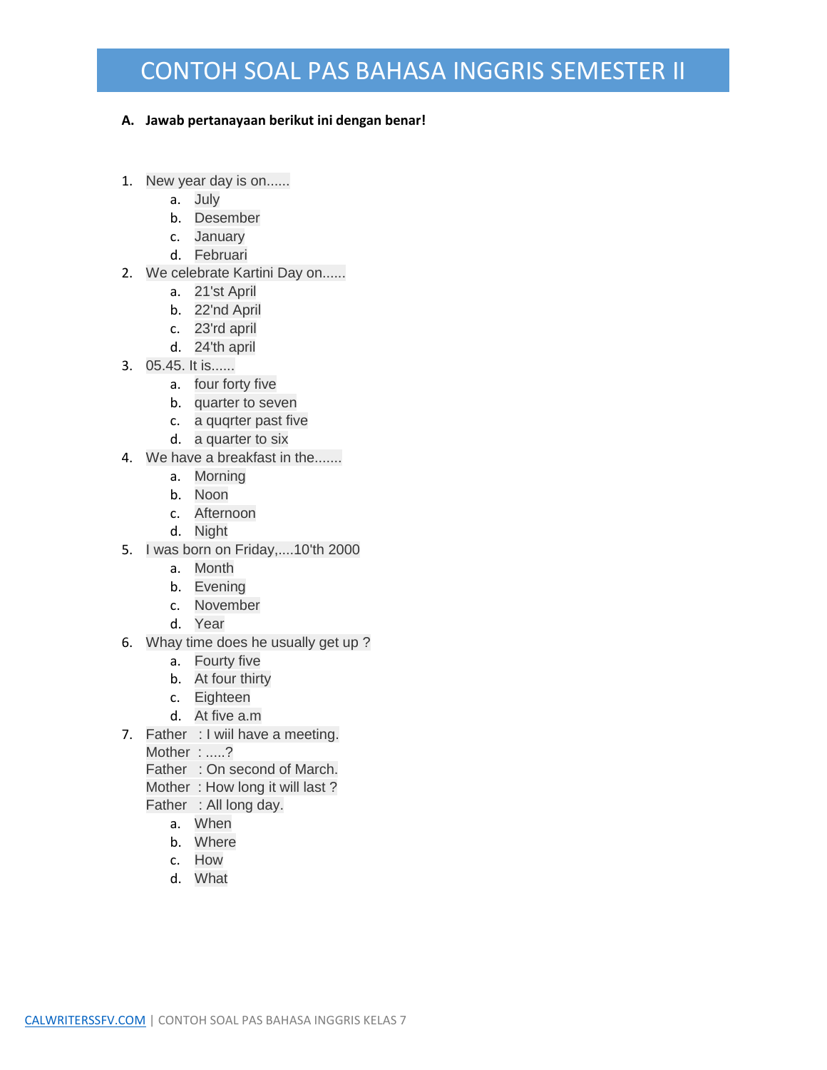# CONTOH SOAL PAS BAHASA INGGRIS SEMESTER II

**A. Jawab pertanayaan berikut ini dengan benar!**

1. New year day is on......
   a. July
   b. Desember
   c. January
   d. Februari
2. We celebrate Kartini Day on......
   a. 21'st April
   b. 22'nd April
   c. 23'rd april
   d. 24'th april
3. 05.45. It is......
   a. four forty five
   b. quarter to seven
   c. a quqrter past five
   d. a quarter to six
4. We have a breakfast in the.......
   a. Morning
   b. Noon
   c. Afternoon
   d. Night
5. I was born on Friday,....10'th 2000
   a. Month
   b. Evening
   c. November
   d. Year
6. Whay time does he usually get up ?
   a. Fourty five
   b. At four thirty
   c. Eighteen
   d. At five a.m
7. Father : I wiil have a meeting.
   Mother : .....?
   Father : On second of March.
   Mother : How long it will last ?
   Father : All long day.
   a. When
   b. Where
   c. How
   d. What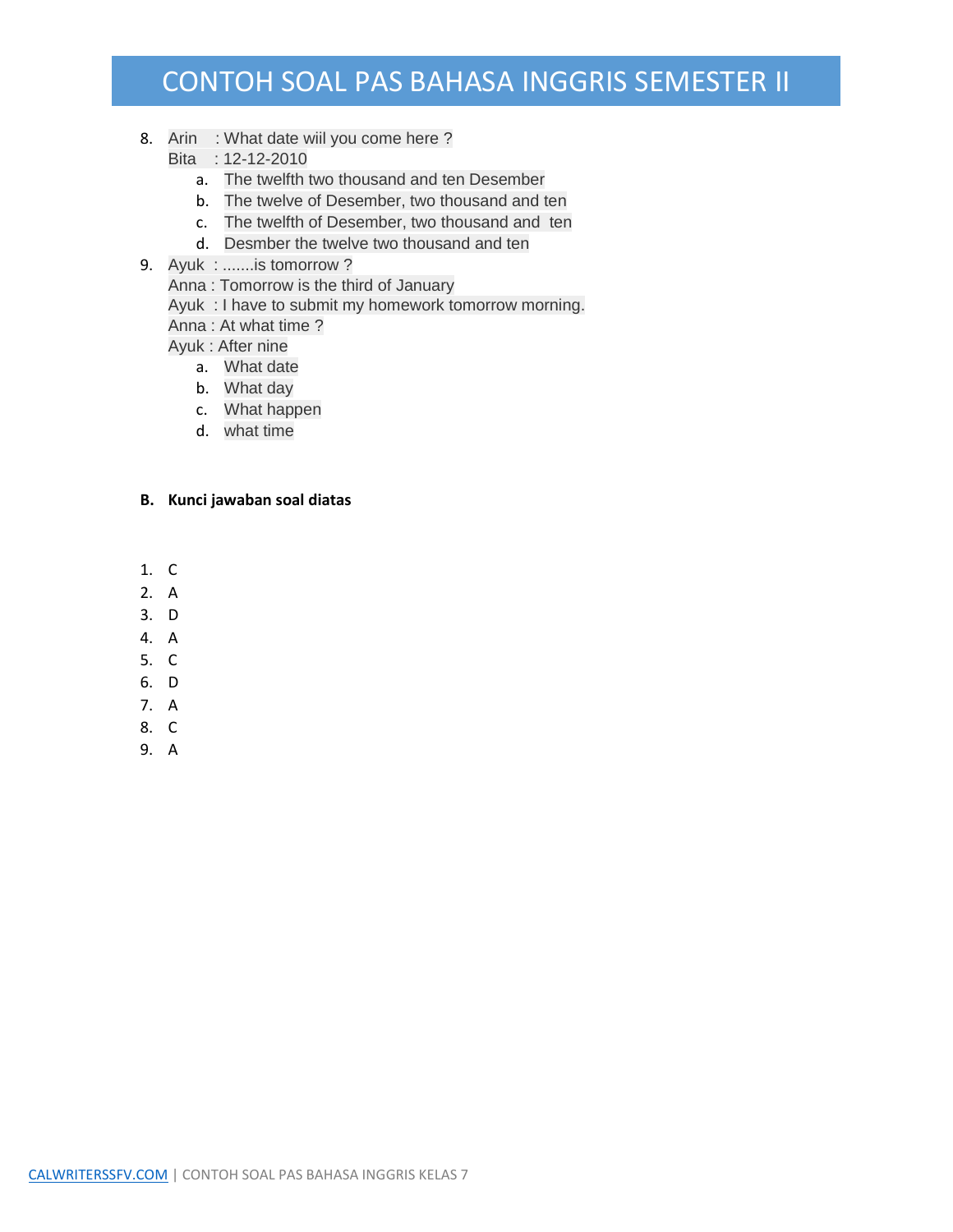8. Arin : What date wiil you come here ?
   Bita : 12-12-2010
   a. The twelfth two thousand and ten Desember
   b. The twelve of Desember, two thousand and ten
   c. The twelfth of Desember, two thousand and ten
   d. Desmber the twelve two thousand and ten
9. Ayuk : .......is tomorrow ?
   Anna : Tomorrow is the third of January
   Ayuk : I have to submit my homework tomorrow morning.
   Anna : At what time ?
   Ayuk : After nine
   a. What date
   b. What day
   c. What happen
   d. what time

**B. Kunci jawaban soal diatas**

1. C
2. A
3. D
4. A
5. C
6. D
7. A
8. C
9. A